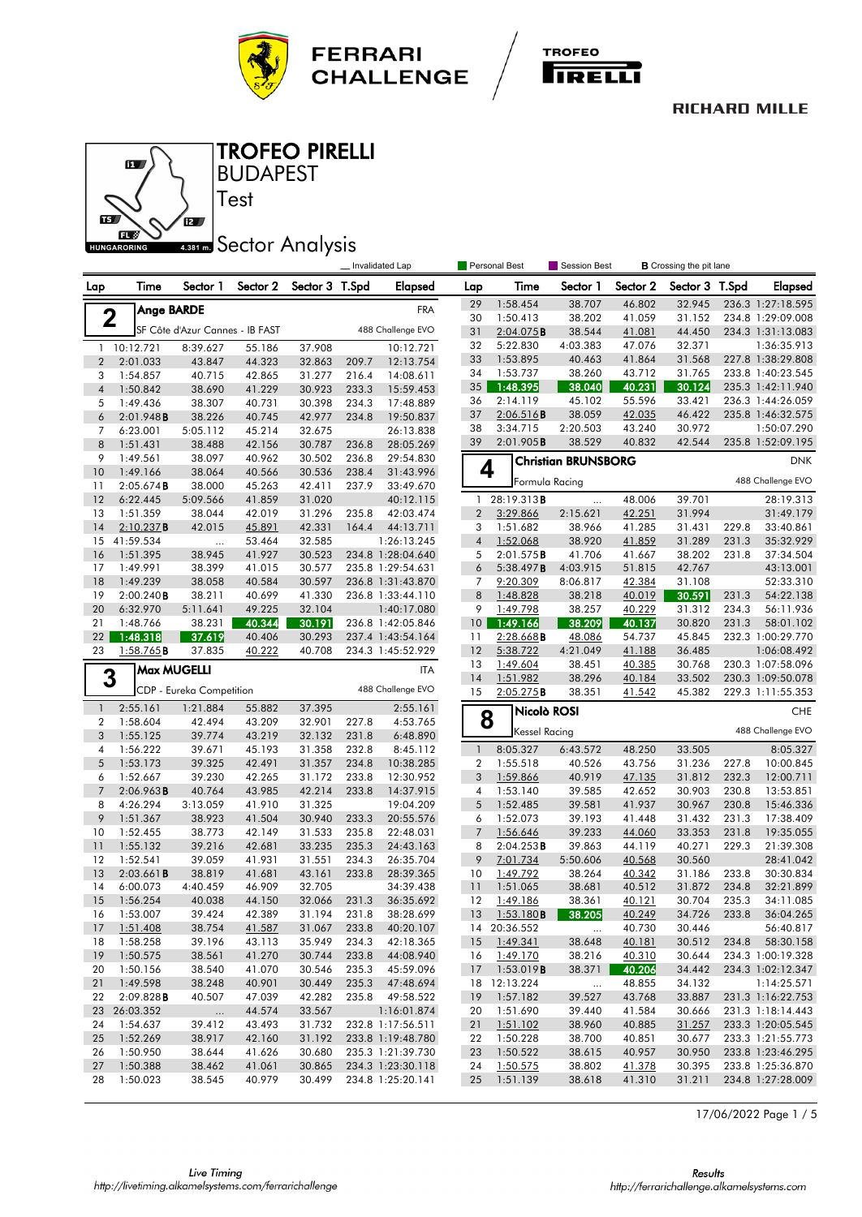# TROFEO PIRELLI

## BUDAPEST

## Test

## Sector Analysis

_ Invalidated Lap | Personal Best | Session Best | **B** Crossing the pit lane

### 2 Ange BARDE — FRA

SF Côte d'Azur Cannes - IB FAST — 488 Challenge EVO

| Lap | Time | Sector 1 | Sector 2 | Sector 3 | T.Spd | Elapsed |
|---|---|---|---|---|---|---|
| 1 | 10:12.721 | 8:39.627 | 55.186 | 37.908 | | 10:12.721 |
| 2 | 2:01.033 | 43.847 | 44.323 | 32.863 | 209.7 | 12:13.754 |
| 3 | 1:54.857 | 40.715 | 42.865 | 31.277 | 216.4 | 14:08.611 |
| 4 | 1:50.842 | 38.690 | 41.229 | 30.923 | 233.3 | 15:59.453 |
| 5 | 1:49.436 | 38.307 | 40.731 | 30.398 | 234.3 | 17:48.889 |
| 6 | 2:01.948B | 38.226 | 40.745 | 42.977 | 234.8 | 19:50.837 |
| 7 | 6:23.001 | 5:05.112 | 45.214 | 32.675 | | 26:13.838 |
| 8 | 1:51.431 | 38.488 | 42.156 | 30.787 | 236.8 | 28:05.269 |
| 9 | 1:49.561 | 38.097 | 40.962 | 30.502 | 236.8 | 29:54.830 |
| 10 | 1:49.166 | 38.064 | 40.566 | 30.536 | 238.4 | 31:43.996 |
| 11 | 2:05.674B | 38.000 | 45.263 | 42.411 | 237.9 | 33:49.670 |
| 12 | 6:22.445 | 5:09.566 | 41.859 | 31.020 | | 40:12.115 |
| 13 | 1:51.359 | 38.044 | 42.019 | 31.296 | 235.8 | 42:03.474 |
| 14 | 2:10.237B | 42.015 | 45.891 | 42.331 | 164.4 | 44:13.711 |
| 15 | 41:59.534 | ... | 53.464 | 32.585 | | 1:26:13.245 |
| 16 | 1:51.395 | 38.945 | 41.927 | 30.523 | 234.8 | 1:28:04.640 |
| 17 | 1:49.991 | 38.399 | 41.015 | 30.577 | 235.8 | 1:29:54.631 |
| 18 | 1:49.239 | 38.058 | 40.584 | 30.597 | 236.8 | 1:31:43.870 |
| 19 | 2:00.240B | 38.211 | 40.699 | 41.330 | 236.8 | 1:33:44.110 |
| 20 | 6:32.970 | 5:11.641 | 49.225 | 32.104 | | 1:40:17.080 |
| 21 | 1:48.766 | 38.231 | 40.344 | 30.191 | 236.8 | 1:42:05.846 |
| 22 | 1:48.318 | 37.619 | 40.406 | 30.293 | 237.4 | 1:43:54.164 |
| 23 | 1:58.765B | 37.835 | 40.222 | 40.708 | 234.3 | 1:45:52.929 |

### 3 Max MUGELLI — ITA

CDP - Eureka Competition — 488 Challenge EVO

| Lap | Time | Sector 1 | Sector 2 | Sector 3 | T.Spd | Elapsed |
|---|---|---|---|---|---|---|
| 1 | 2:55.161 | 1:21.884 | 55.882 | 37.395 | | 2:55.161 |
| 2 | 1:58.604 | 42.494 | 43.209 | 32.901 | 227.8 | 4:53.765 |
| 3 | 1:55.125 | 39.774 | 43.219 | 32.132 | 231.8 | 6:48.890 |
| 4 | 1:56.222 | 39.671 | 45.193 | 31.358 | 232.8 | 8:45.112 |
| 5 | 1:53.173 | 39.325 | 42.491 | 31.357 | 234.8 | 10:38.285 |
| 6 | 1:52.667 | 39.230 | 42.265 | 31.172 | 233.8 | 12:30.952 |
| 7 | 2:06.963B | 40.764 | 43.985 | 42.214 | 233.8 | 14:37.915 |
| 8 | 4:26.294 | 3:13.059 | 41.910 | 31.325 | | 19:04.209 |
| 9 | 1:51.367 | 38.923 | 41.504 | 30.940 | 233.3 | 20:55.576 |
| 10 | 1:52.455 | 38.773 | 42.149 | 31.533 | 235.8 | 22:48.031 |
| 11 | 1:55.132 | 39.216 | 42.681 | 33.235 | 235.3 | 24:43.163 |
| 12 | 1:52.541 | 39.059 | 41.931 | 31.551 | 234.3 | 26:35.704 |
| 13 | 2:03.661B | 38.819 | 41.681 | 43.161 | 233.8 | 28:39.365 |
| 14 | 6:00.073 | 4:40.459 | 46.909 | 32.705 | | 34:39.438 |
| 15 | 1:56.254 | 40.038 | 44.150 | 32.066 | 231.3 | 36:35.692 |
| 16 | 1:53.007 | 39.424 | 42.389 | 31.194 | 231.8 | 38:28.699 |
| 17 | 1:51.408 | 38.754 | 41.587 | 31.067 | 233.8 | 40:20.107 |
| 18 | 1:58.258 | 39.196 | 43.113 | 35.949 | 234.3 | 42:18.365 |
| 19 | 1:50.575 | 38.561 | 41.270 | 30.744 | 233.8 | 44:08.940 |
| 20 | 1:50.156 | 38.540 | 41.070 | 30.546 | 235.3 | 45:59.096 |
| 21 | 1:49.598 | 38.248 | 40.901 | 30.449 | 235.3 | 47:48.694 |
| 22 | 2:09.828B | 40.507 | 47.039 | 42.282 | 235.8 | 49:58.522 |
| 23 | 26:03.352 | ... | 44.574 | 33.567 | | 1:16:01.874 |
| 24 | 1:54.637 | 39.412 | 43.493 | 31.732 | 232.8 | 1:17:56.511 |
| 25 | 1:52.269 | 38.917 | 42.160 | 31.192 | 233.8 | 1:19:48.780 |
| 26 | 1:50.950 | 38.644 | 41.626 | 30.680 | 235.3 | 1:21:39.730 |
| 27 | 1:50.388 | 38.462 | 41.061 | 30.865 | 234.3 | 1:23:30.118 |
| 28 | 1:50.023 | 38.545 | 40.979 | 30.499 | 234.8 | 1:25:20.141 |
| 29 | 1:58.454 | 38.707 | 46.802 | 32.945 | 236.3 | 1:27:18.595 |
| 30 | 1:50.413 | 38.202 | 41.059 | 31.152 | 234.8 | 1:29:09.008 |
| 31 | 2:04.075B | 38.544 | 41.081 | 44.450 | 234.3 | 1:31:13.083 |
| 32 | 5:22.830 | 4:03.383 | 47.076 | 32.371 | | 1:36:35.913 |
| 33 | 1:53.895 | 40.463 | 41.864 | 31.568 | 227.8 | 1:38:29.808 |
| 34 | 1:53.737 | 38.260 | 43.712 | 31.765 | 233.8 | 1:40:23.545 |
| 35 | 1:48.395 | 38.040 | 40.231 | 30.124 | 235.3 | 1:42:11.940 |
| 36 | 2:14.119 | 45.102 | 55.596 | 33.421 | 236.3 | 1:44:26.059 |
| 37 | 2:06.516B | 38.059 | 42.035 | 46.422 | 235.8 | 1:46:32.575 |
| 38 | 3:34.715 | 2:20.503 | 43.240 | 30.972 | | 1:50:07.290 |
| 39 | 2:01.905B | 38.529 | 40.832 | 42.544 | 235.8 | 1:52:09.195 |

### 4 Christian BRUNSBORG — DNK

Formula Racing — 488 Challenge EVO

| Lap | Time | Sector 1 | Sector 2 | Sector 3 | T.Spd | Elapsed |
|---|---|---|---|---|---|---|
| 1 | 28:19.313B | ... | 48.006 | 39.701 | | 28:19.313 |
| 2 | 3:29.866 | 2:15.621 | 42.251 | 31.994 | | 31:49.179 |
| 3 | 1:51.682 | 38.966 | 41.285 | 31.431 | 229.8 | 33:40.861 |
| 4 | 1:52.068 | 38.920 | 41.859 | 31.289 | 231.3 | 35:32.929 |
| 5 | 2:01.575B | 41.706 | 41.667 | 38.202 | 231.8 | 37:34.504 |
| 6 | 5:38.497B | 4:03.915 | 51.815 | 42.767 | | 43:13.001 |
| 7 | 9:20.309 | 8:06.817 | 42.384 | 31.108 | | 52:33.310 |
| 8 | 1:48.828 | 38.218 | 40.019 | 30.591 | 231.3 | 54:22.138 |
| 9 | 1:49.798 | 38.257 | 40.229 | 31.312 | 234.3 | 56:11.936 |
| 10 | 1:49.166 | 38.209 | 40.137 | 30.820 | 231.3 | 58:01.102 |
| 11 | 2:28.668B | 48.086 | 54.737 | 45.845 | 232.3 | 1:00:29.770 |
| 12 | 5:38.722 | 4:21.049 | 41.188 | 36.485 | | 1:06:08.492 |
| 13 | 1:49.604 | 38.451 | 40.385 | 30.768 | 230.3 | 1:07:58.096 |
| 14 | 1:51.982 | 38.296 | 40.184 | 33.502 | 230.3 | 1:09:50.078 |
| 15 | 2:05.275B | 38.351 | 41.542 | 45.382 | 229.3 | 1:11:55.353 |

### 8 Nicolò ROSI — CHE

Kessel Racing — 488 Challenge EVO

| Lap | Time | Sector 1 | Sector 2 | Sector 3 | T.Spd | Elapsed |
|---|---|---|---|---|---|---|
| 1 | 8:05.327 | 6:43.572 | 48.250 | 33.505 | | 8:05.327 |
| 2 | 1:55.518 | 40.526 | 43.756 | 31.236 | 227.8 | 10:00.845 |
| 3 | 1:59.866 | 40.919 | 47.135 | 31.812 | 232.3 | 12:00.711 |
| 4 | 1:53.140 | 39.585 | 42.652 | 30.903 | 230.8 | 13:53.851 |
| 5 | 1:52.485 | 39.581 | 41.937 | 30.967 | 230.8 | 15:46.336 |
| 6 | 1:52.073 | 39.193 | 41.448 | 31.432 | 231.3 | 17:38.409 |
| 7 | 1:56.646 | 39.233 | 44.060 | 33.353 | 231.8 | 19:35.055 |
| 8 | 2:04.253B | 39.863 | 44.119 | 40.271 | 229.3 | 21:39.308 |
| 9 | 7:01.734 | 5:50.606 | 40.568 | 30.560 | | 28:41.042 |
| 10 | 1:49.792 | 38.264 | 40.342 | 31.186 | 233.8 | 30:30.834 |
| 11 | 1:51.065 | 38.681 | 40.512 | 31.872 | 234.8 | 32:21.899 |
| 12 | 1:49.186 | 38.361 | 40.121 | 30.704 | 235.3 | 34:11.085 |
| 13 | 1:53.180B | 38.205 | 40.249 | 34.726 | 233.8 | 36:04.265 |
| 14 | 20:36.552 | ... | 40.730 | 30.446 | | 56:40.817 |
| 15 | 1:49.341 | 38.648 | 40.181 | 30.512 | 234.8 | 58:30.158 |
| 16 | 1:49.170 | 38.216 | 40.310 | 30.644 | 234.3 | 1:00:19.328 |
| 17 | 1:53.019B | 38.371 | 40.206 | 34.442 | 234.3 | 1:02:12.347 |
| 18 | 12:13.224 | ... | 48.855 | 34.132 | | 1:14:25.571 |
| 19 | 1:57.182 | 39.527 | 43.768 | 33.887 | 231.3 | 1:16:22.753 |
| 20 | 1:51.690 | 39.440 | 41.584 | 30.666 | 231.3 | 1:18:14.443 |
| 21 | 1:51.102 | 38.960 | 40.885 | 31.257 | 233.3 | 1:20:05.545 |
| 22 | 1:50.228 | 38.700 | 40.851 | 30.677 | 233.3 | 1:21:55.773 |
| 23 | 1:50.522 | 38.615 | 40.957 | 30.950 | 233.8 | 1:23:46.295 |
| 24 | 1:50.575 | 38.802 | 41.378 | 30.395 | 233.8 | 1:25:36.870 |
| 25 | 1:51.139 | 38.618 | 41.310 | 31.211 | 234.8 | 1:27:28.009 |

17/06/2022

Live Timing
http://livetiming.alkamelsystems.com/ferrarichallenge

Results
http://ferrarichallenge.alkamelsystems.com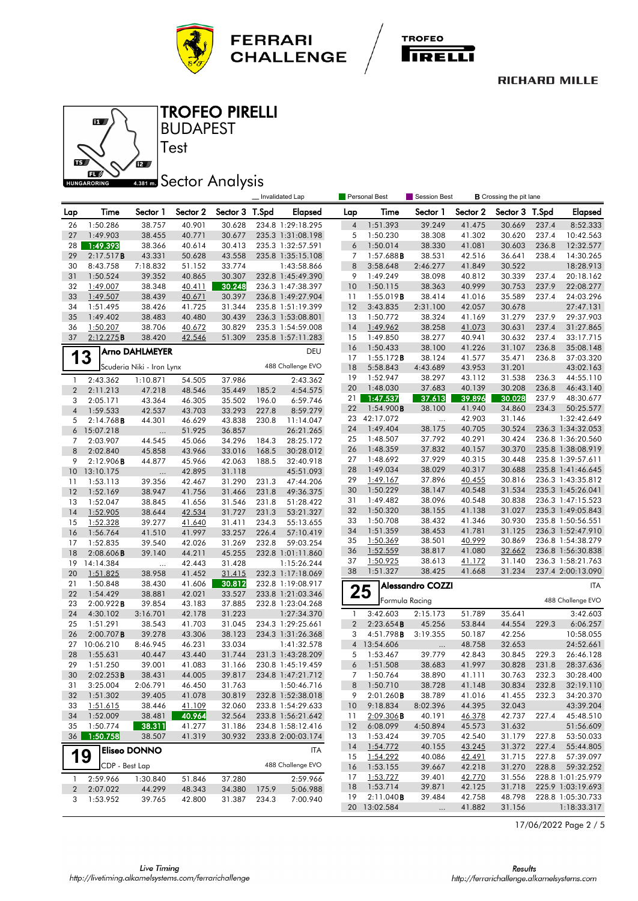# TROFEO PIRELLI

## BUDAPEST

Test

## Sector Analysis

_ Invalidated Lap | Personal Best | Session Best | **B** Crossing the pit lane

| Lap | Time | Sector 1 | Sector 2 | Sector 3 | T.Spd | Elapsed |
|---|---|---|---|---|---|---|
| 26 | 1:50.286 | 38.757 | 40.901 | 30.628 | 234.8 | 1:29:18.295 |
| 27 | 1:49.903 | 38.455 | 40.771 | 30.677 | 235.3 | 1:31:08.198 |
| 28 | 1:49.393 | 38.366 | 40.614 | 30.413 | 235.3 | 1:32:57.591 |
| 29 | 2:17.517**B** | 43.331 | 50.628 | 43.558 | 235.8 | 1:35:15.108 |
| 30 | 8:43.758 | 7:18.832 | 51.152 | 33.774 | | 1:43:58.866 |
| 31 | 1:50.524 | 39.352 | 40.865 | 30.307 | 232.8 | 1:45:49.390 |
| 32 | 1:49.007 | 38.348 | 40.411 | 30.248 | 236.3 | 1:47:38.397 |
| 33 | 1:49.507 | 38.439 | 40.671 | 30.397 | 236.8 | 1:49:27.904 |
| 34 | 1:51.495 | 38.426 | 41.725 | 31.344 | 235.8 | 1:51:19.399 |
| 35 | 1:49.402 | 38.483 | 40.480 | 30.439 | 236.3 | 1:53:08.801 |
| 36 | 1:50.207 | 38.706 | 40.672 | 30.829 | 235.3 | 1:54:59.008 |
| 37 | 2:12.275**B** | 38.420 | 42.546 | 51.309 | 235.8 | 1:57:11.283 |

### 13 Arno DAHLMEYER — DEU

Scuderia Niki - Iron Lynx — 488 Challenge EVO

| Lap | Time | Sector 1 | Sector 2 | Sector 3 | T.Spd | Elapsed |
|---|---|---|---|---|---|---|
| 1 | 2:43.362 | 1:10.871 | 54.505 | 37.986 | | 2:43.362 |
| 2 | 2:11.213 | 47.218 | 48.546 | 35.449 | 185.2 | 4:54.575 |
| 3 | 2:05.171 | 43.364 | 46.305 | 35.502 | 196.0 | 6:59.746 |
| 4 | 1:59.533 | 42.537 | 43.703 | 33.293 | 227.8 | 8:59.279 |
| 5 | 2:14.768**B** | 44.301 | 46.629 | 43.838 | 230.8 | 11:14.047 |
| 6 | 15:07.218 | ... | 51.925 | 36.857 | | 26:21.265 |
| 7 | 2:03.907 | 44.545 | 45.066 | 34.296 | 184.3 | 28:25.172 |
| 8 | 2:02.840 | 45.858 | 43.966 | 33.016 | 168.5 | 30:28.012 |
| 9 | 2:12.906**B** | 44.877 | 45.966 | 42.063 | 188.5 | 32:40.918 |
| 10 | 13:10.175 | ... | 42.895 | 31.118 | | 45:51.093 |
| 11 | 1:53.113 | 39.356 | 42.467 | 31.290 | 231.3 | 47:44.206 |
| 12 | 1:52.169 | 38.947 | 41.756 | 31.466 | 231.8 | 49:36.375 |
| 13 | 1:52.047 | 38.845 | 41.656 | 31.546 | 231.8 | 51:28.422 |
| 14 | 1:52.905 | 38.644 | 42.534 | 31.727 | 231.3 | 53:21.327 |
| 15 | 1:52.328 | 39.277 | 41.640 | 31.411 | 234.3 | 55:13.655 |
| 16 | 1:56.764 | 41.510 | 41.997 | 33.257 | 226.4 | 57:10.419 |
| 17 | 1:52.835 | 39.540 | 42.026 | 31.269 | 232.8 | 59:03.254 |
| 18 | 2:08.606**B** | 39.140 | 44.211 | 45.255 | 232.8 | 1:01:11.860 |
| 19 | 14:14.384 | ... | 42.443 | 31.428 | | 1:15:26.244 |
| 20 | 1:51.825 | 38.958 | 41.452 | 31.415 | 232.3 | 1:17:18.069 |
| 21 | 1:50.848 | 38.430 | 41.606 | 30.812 | 232.8 | 1:19:08.917 |
| 22 | 1:54.429 | 38.881 | 42.021 | 33.527 | 233.8 | 1:21:03.346 |
| 23 | 2:00.922**B** | 39.854 | 43.183 | 37.885 | 232.8 | 1:23:04.268 |
| 24 | 4:30.102 | 3:16.701 | 42.178 | 31.223 | | 1:27:34.370 |
| 25 | 1:51.291 | 38.543 | 41.703 | 31.045 | 234.3 | 1:29:25.661 |
| 26 | 2:00.707**B** | 39.278 | 43.306 | 38.123 | 234.3 | 1:31:26.368 |
| 27 | 10:06.210 | 8:46.945 | 46.231 | 33.034 | | 1:41:32.578 |
| 28 | 1:55.631 | 40.447 | 43.440 | 31.744 | 231.3 | 1:43:28.209 |
| 29 | 1:51.250 | 39.001 | 41.083 | 31.166 | 230.8 | 1:45:19.459 |
| 30 | 2:02.253**B** | 38.431 | 44.005 | 39.817 | 234.8 | 1:47:21.712 |
| 31 | 3:25.004 | 2:06.791 | 46.450 | 31.763 | | 1:50:46.716 |
| 32 | 1:51.302 | 39.405 | 41.078 | 30.819 | 232.8 | 1:52:38.018 |
| 33 | 1:51.615 | 38.446 | 41.109 | 32.060 | 233.8 | 1:54:29.633 |
| 34 | 1:52.009 | 38.481 | 40.964 | 32.564 | 233.8 | 1:56:21.642 |
| 35 | 1:50.774 | 38.311 | 41.277 | 31.186 | 233.8 | 1:58:12.416 |
| 36 | 1:50.758 | 38.507 | 41.319 | 30.932 | 233.8 | 2:00:03.174 |

### 19 Eliseo DONNO — ITA

CDP - Best Lap — 488 Challenge EVO

| Lap | Time | Sector 1 | Sector 2 | Sector 3 | T.Spd | Elapsed |
|---|---|---|---|---|---|---|
| 1 | 2:59.966 | 1:30.840 | 51.846 | 37.280 | | 2:59.966 |
| 2 | 2:07.022 | 44.299 | 48.343 | 34.380 | 175.9 | 5:06.988 |
| 3 | 1:53.952 | 39.765 | 42.800 | 31.387 | 234.3 | 7:00.940 |
| 4 | 1:51.393 | 39.249 | 41.475 | 30.669 | 237.4 | 8:52.333 |
| 5 | 1:50.230 | 38.308 | 41.302 | 30.620 | 237.4 | 10:42.563 |
| 6 | 1:50.014 | 38.330 | 41.081 | 30.603 | 236.8 | 12:32.577 |
| 7 | 1:57.688**B** | 38.531 | 42.516 | 36.641 | 238.4 | 14:30.265 |
| 8 | 3:58.648 | 2:46.277 | 41.849 | 30.522 | | 18:28.913 |
| 9 | 1:49.249 | 38.098 | 40.812 | 30.339 | 237.4 | 20:18.162 |
| 10 | 1:50.115 | 38.363 | 40.999 | 30.753 | 237.9 | 22:08.277 |
| 11 | 1:55.019**B** | 38.414 | 41.016 | 35.589 | 237.4 | 24:03.296 |
| 12 | 3:43.835 | 2:31.100 | 42.057 | 30.678 | | 27:47.131 |
| 13 | 1:50.772 | 38.324 | 41.169 | 31.279 | 237.9 | 29:37.903 |
| 14 | 1:49.962 | 38.258 | 41.073 | 30.631 | 237.4 | 31:27.865 |
| 15 | 1:49.850 | 38.277 | 40.941 | 30.632 | 237.4 | 33:17.715 |
| 16 | 1:50.433 | 38.100 | 41.226 | 31.107 | 236.8 | 35:08.148 |
| 17 | 1:55.172**B** | 38.124 | 41.577 | 35.471 | 236.8 | 37:03.320 |
| 18 | 5:58.843 | 4:43.689 | 43.953 | 31.201 | | 43:02.163 |
| 19 | 1:52.947 | 38.297 | 43.112 | 31.538 | 236.3 | 44:55.110 |
| 20 | 1:48.030 | 37.683 | 40.139 | 30.208 | 236.8 | 46:43.140 |
| 21 | 1:47.537 | 37.613 | 39.896 | 30.028 | 237.9 | 48:30.677 |
| 22 | 1:54.900**B** | 38.100 | 41.940 | 34.860 | 234.3 | 50:25.577 |
| 23 | 42:17.072 | ... | 42.903 | 31.146 | | 1:32:42.649 |
| 24 | 1:49.404 | 38.175 | 40.705 | 30.524 | 236.3 | 1:34:32.053 |
| 25 | 1:48.507 | 37.792 | 40.291 | 30.424 | 236.8 | 1:36:20.560 |
| 26 | 1:48.359 | 37.832 | 40.157 | 30.370 | 235.8 | 1:38:08.919 |
| 27 | 1:48.692 | 37.929 | 40.315 | 30.448 | 235.8 | 1:39:57.611 |
| 28 | 1:49.034 | 38.029 | 40.317 | 30.688 | 235.8 | 1:41:46.645 |
| 29 | 1:49.167 | 37.896 | 40.455 | 30.816 | 236.3 | 1:43:35.812 |
| 30 | 1:50.229 | 38.147 | 40.548 | 31.534 | 235.3 | 1:45:26.041 |
| 31 | 1:49.482 | 38.096 | 40.548 | 30.838 | 236.3 | 1:47:15.523 |
| 32 | 1:50.320 | 38.155 | 41.138 | 31.027 | 235.3 | 1:49:05.843 |
| 33 | 1:50.708 | 38.432 | 41.346 | 30.930 | 235.8 | 1:50:56.551 |
| 34 | 1:51.359 | 38.453 | 41.781 | 31.125 | 236.3 | 1:52:47.910 |
| 35 | 1:50.369 | 38.501 | 40.999 | 30.869 | 236.8 | 1:54:38.279 |
| 36 | 1:52.559 | 38.817 | 41.080 | 32.662 | 236.8 | 1:56:30.838 |
| 37 | 1:50.925 | 38.613 | 41.172 | 31.140 | 236.3 | 1:58:21.763 |
| 38 | 1:51.327 | 38.425 | 41.668 | 31.234 | 237.4 | 2:00:13.090 |

### 25 Alessandro COZZI — ITA

Formula Racing — 488 Challenge EVO

| Lap | Time | Sector 1 | Sector 2 | Sector 3 | T.Spd | Elapsed |
|---|---|---|---|---|---|---|
| 1 | 3:42.603 | 2:15.173 | 51.789 | 35.641 | | 3:42.603 |
| 2 | 2:23.654**B** | 45.256 | 53.844 | 44.554 | 229.3 | 6:06.257 |
| 3 | 4:51.798**B** | 3:19.355 | 50.187 | 42.256 | | 10:58.055 |
| 4 | 13:54.606 | ... | 48.758 | 32.653 | | 24:52.661 |
| 5 | 1:53.467 | 39.779 | 42.843 | 30.845 | 229.3 | 26:46.128 |
| 6 | 1:51.508 | 38.683 | 41.997 | 30.828 | 231.8 | 28:37.636 |
| 7 | 1:50.764 | 38.890 | 41.111 | 30.763 | 232.3 | 30:28.400 |
| 8 | 1:50.710 | 38.728 | 41.148 | 30.834 | 232.8 | 32:19.110 |
| 9 | 2:01.260**B** | 38.789 | 41.016 | 41.455 | 232.3 | 34:20.370 |
| 10 | 9:18.834 | 8:02.396 | 44.395 | 32.043 | | 43:39.204 |
| 11 | 2:09.306**B** | 40.191 | 46.378 | 42.737 | 227.4 | 45:48.510 |
| 12 | 6:08.099 | 4:50.894 | 45.573 | 31.632 | | 51:56.609 |
| 13 | 1:53.424 | 39.705 | 42.540 | 31.179 | 227.8 | 53:50.033 |
| 14 | 1:54.772 | 40.155 | 43.245 | 31.372 | 227.4 | 55:44.805 |
| 15 | 1:54.292 | 40.086 | 42.491 | 31.715 | 227.8 | 57:39.097 |
| 16 | 1:53.155 | 39.667 | 42.218 | 31.270 | 228.8 | 59:32.252 |
| 17 | 1:53.727 | 39.401 | 42.770 | 31.556 | 228.8 | 1:01:25.979 |
| 18 | 1:53.714 | 39.871 | 42.125 | 31.718 | 225.9 | 1:03:19.693 |
| 19 | 2:11.040**B** | 39.484 | 42.758 | 48.798 | 228.8 | 1:05:30.733 |
| 20 | 13:02.584 | ... | 41.882 | 31.156 | | 1:18:33.317 |

17/06/2022 Page 2 / 5

Live Timing
http://livetiming.alkamelsystems.com/ferrarichallenge

Results
http://ferrarichallenge.alkamelsystems.com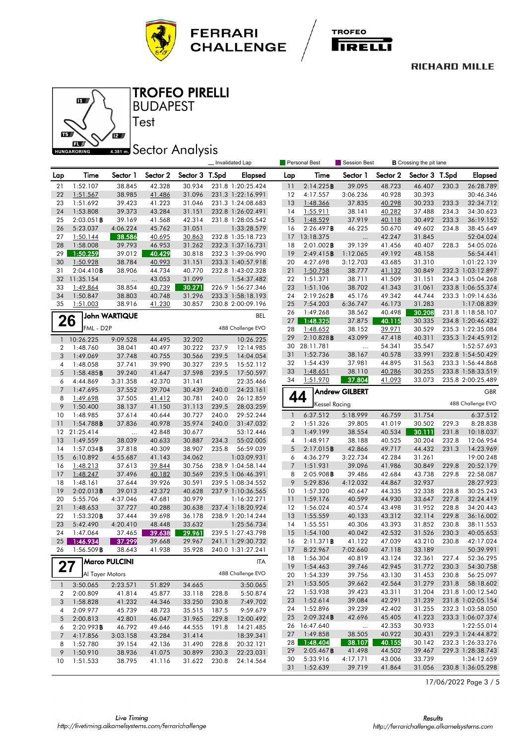# TROFEO PIRELLI

BUDAPEST

Test

## Sector Analysis

_ Invalidated Lap | Personal Best | Session Best | B Crossing the pit lane

| Lap | Time | Sector 1 | Sector 2 | Sector 3 | T.Spd | Elapsed |
|---|---|---|---|---|---|---|
| 21 | 1:52.107 | 38.845 | 42.328 | 30.934 | 231.8 | 1:20:25.424 |
| 22 | 1:51.567 | 38.985 | 41.486 | 31.096 | 231.3 | 1:22:16.991 |
| 23 | 1:51.692 | 39.423 | 41.223 | 31.046 | 231.3 | 1:24:08.683 |
| 24 | 1:53.808 | 39.373 | 43.284 | 31.151 | 232.8 | 1:26:02.491 |
| 25 | 2:03.051B | 39.169 | 41.568 | 42.314 | 231.8 | 1:28:05.542 |
| 26 | 5:23.037 | 4:06.224 | 45.762 | 31.051 | | 1:33:28.579 |
| 27 | 1:50.144 | 38.586 | 40.695 | 30.863 | 232.8 | 1:35:18.723 |
| 28 | 1:58.008 | 39.793 | 46.953 | 31.262 | 232.3 | 1:37:16.731 |
| 29 | 1:50.259 | 39.012 | 40.429 | 30.818 | 232.3 | 1:39:06.990 |
| 30 | 1:50.928 | 38.784 | 40.993 | 31.151 | 233.3 | 1:40:57.918 |
| 31 | 2:04.410B | 38.906 | 44.734 | 40.770 | 232.8 | 1:43:02.328 |
| 32 | 11:35.154 | ... | 43.053 | 31.099 | | 1:54:37.482 |
| 33 | 1:49.864 | 38.854 | 40.739 | 30.271 | 226.9 | 1:56:27.346 |
| 34 | 1:50.847 | 38.803 | 40.748 | 31.296 | 233.3 | 1:58:18.193 |
| 35 | 1:51.003 | 38.916 | 41.230 | 30.857 | 230.8 | 2:00:09.196 |

### 26 John WARTIQUE — BEL
FML - D2P — 488 Challenge EVO

| Lap | Time | Sector 1 | Sector 2 | Sector 3 | T.Spd | Elapsed |
|---|---|---|---|---|---|---|
| 1 | 10:26.225 | 9:09.528 | 44.495 | 32.202 | | 10:26.225 |
| 2 | 1:48.760 | 38.041 | 40.497 | 30.222 | 237.9 | 12:14.985 |
| 3 | 1:49.069 | 37.748 | 40.755 | 30.566 | 239.5 | 14:04.054 |
| 4 | 1:48.058 | 37.741 | 39.990 | 30.327 | 239.5 | 15:52.112 |
| 5 | 1:58.485B | 39.240 | 41.647 | 37.598 | 239.5 | 17:50.597 |
| 6 | 4:44.869 | 3:31.358 | 42.370 | 31.141 | | 22:35.466 |
| 7 | 1:47.695 | 37.552 | 39.704 | 30.439 | 240.0 | 24:23.161 |
| 8 | 1:49.698 | 37.505 | 41.412 | 30.781 | 240.0 | 26:12.859 |
| 9 | 1:50.400 | 38.137 | 41.150 | 31.113 | 239.5 | 28:03.259 |
| 10 | 1:48.985 | 37.614 | 40.644 | 30.727 | 240.0 | 29:52.244 |
| 11 | 1:54.788B | 37.836 | 40.978 | 35.974 | 240.0 | 31:47.032 |
| 12 | 21:25.414 | ... | 42.848 | 30.677 | | 53:12.446 |
| 13 | 1:49.559 | 38.039 | 40.633 | 30.887 | 234.3 | 55:02.005 |
| 14 | 1:57.034B | 37.818 | 40.309 | 38.907 | 235.8 | 56:59.039 |
| 15 | 6:10.892 | 4:55.687 | 41.143 | 34.062 | | 1:03:09.931 |
| 16 | 1:48.213 | 37.613 | 39.844 | 30.756 | 238.9 | 1:04:58.144 |
| 17 | 1:48.247 | 37.496 | 40.182 | 30.569 | 239.5 | 1:06:46.391 |
| 18 | 1:48.161 | 37.644 | 39.926 | 30.591 | 239.5 | 1:08:34.552 |
| 19 | 2:02.013B | 39.013 | 42.372 | 40.628 | 237.9 | 1:10:36.565 |
| 20 | 5:55.706 | 4:37.046 | 47.681 | 30.979 | | 1:16:32.271 |
| 21 | 1:48.653 | 37.727 | 40.288 | 30.638 | 237.4 | 1:18:20.924 |
| 22 | 1:53.320B | 37.444 | 39.698 | 36.178 | 238.9 | 1:20:14.244 |
| 23 | 5:42.490 | 4:20.410 | 48.448 | 33.632 | | 1:25:56.734 |
| 24 | 1:47.064 | 37.465 | 39.638 | 29.961 | 239.5 | 1:27:43.798 |
| 25 | 1:46.934 | 37.299 | 39.668 | 29.967 | 241.1 | 1:29:30.732 |
| 26 | 1:56.509B | 38.643 | 41.938 | 35.928 | 240.0 | 1:31:27.241 |

### 27 Marco PULCINI — ITA
Al Tayer Motors — 488 Challenge EVO

| Lap | Time | Sector 1 | Sector 2 | Sector 3 | T.Spd | Elapsed |
|---|---|---|---|---|---|---|
| 1 | 3:50.065 | 2:23.571 | 51.829 | 34.665 | | 3:50.065 |
| 2 | 2:00.809 | 41.814 | 45.877 | 33.118 | 228.8 | 5:50.874 |
| 3 | 1:58.828 | 41.232 | 44.346 | 33.250 | 230.8 | 7:49.702 |
| 4 | 2:09.977 | 45.739 | 48.723 | 35.515 | 187.5 | 9:59.679 |
| 5 | 2:00.813 | 42.801 | 46.047 | 31.965 | 229.8 | 12:00.492 |
| 6 | 2:20.993B | 46.792 | 49.646 | 44.555 | 191.8 | 14:21.485 |
| 7 | 4:17.856 | 3:03.158 | 43.284 | 31.414 | | 18:39.341 |
| 8 | 1:52.780 | 39.154 | 42.136 | 31.490 | 228.8 | 20:32.121 |
| 9 | 1:50.910 | 38.936 | 41.075 | 30.899 | 230.3 | 22:23.031 |
| 10 | 1:51.533 | 38.795 | 41.116 | 31.622 | 230.8 | 24:14.564 |
| 11 | 2:14.225B | 39.095 | 48.723 | 46.407 | 230.3 | 26:28.789 |
| 12 | 4:17.557 | 3:06.236 | 40.928 | 30.393 | | 30:46.346 |
| 13 | 1:48.366 | 37.835 | 40.298 | 30.233 | 233.3 | 32:34.712 |
| 14 | 1:55.911 | 38.141 | 40.282 | 37.488 | 234.3 | 34:30.623 |
| 15 | 1:48.529 | 37.919 | 40.118 | 30.492 | 233.3 | 36:19.152 |
| 16 | 2:26.497B | 46.225 | 50.670 | 49.602 | 234.8 | 38:45.649 |
| 17 | 13:18.375 | ... | 42.247 | 31.845 | | 52:04.024 |
| 18 | 2:01.002B | 39.139 | 41.456 | 40.407 | 228.3 | 54:05.026 |
| 19 | 2:49.415B | 1:12.065 | 49.192 | 48.158 | | 56:54.441 |
| 20 | 4:27.698 | 3:12.703 | 43.685 | 31.310 | | 1:01:22.139 |
| 21 | 1:50.758 | 38.777 | 41.132 | 30.849 | 232.3 | 1:03:12.897 |
| 22 | 1:51.371 | 38.711 | 41.509 | 31.151 | 234.3 | 1:05:04.268 |
| 23 | 1:51.106 | 38.702 | 41.343 | 31.061 | 233.8 | 1:06:55.374 |
| 24 | 2:19.262B | 45.176 | 49.342 | 44.744 | 233.3 | 1:09:14.636 |
| 25 | 7:54.203 | 6:36.747 | 46.173 | 31.283 | | 1:17:08.839 |
| 26 | 1:49.268 | 38.562 | 40.498 | 30.208 | 231.8 | 1:18:58.107 |
| 27 | 1:48.325 | 37.875 | 40.115 | 30.335 | 234.8 | 1:20:46.432 |
| 28 | 1:48.652 | 38.152 | 39.971 | 30.529 | 235.3 | 1:22:35.084 |
| 29 | 2:10.828B | 43.099 | 47.418 | 40.311 | 235.3 | 1:24:45.912 |
| 30 | 28:11.781 | ... | 54.341 | 35.547 | | 1:52:57.693 |
| 31 | 1:52.736 | 38.167 | 40.578 | 33.991 | 232.8 | 1:54:50.429 |
| 32 | 1:54.439 | 37.981 | 44.895 | 31.563 | 233.3 | 1:56:44.868 |
| 33 | 1:48.651 | 38.110 | 40.286 | 30.255 | 233.8 | 1:58:33.519 |
| 34 | 1:51.970 | 37.804 | 41.093 | 33.073 | 235.8 | 2:00:25.489 |

### 44 Andrew GILBERT — GBR
Kessel Racing — 488 Challenge EVO

| Lap | Time | Sector 1 | Sector 2 | Sector 3 | T.Spd | Elapsed |
|---|---|---|---|---|---|---|
| 1 | 6:37.512 | 5:18.999 | 46.759 | 31.754 | | 6:37.512 |
| 2 | 1:51.326 | 39.805 | 41.019 | 30.502 | 229.3 | 8:28.838 |
| 3 | 1:49.199 | 38.554 | 40.534 | 30.111 | 231.8 | 10:18.037 |
| 4 | 1:48.917 | 38.188 | 40.525 | 30.204 | 232.8 | 12:06.954 |
| 5 | 2:17.015B | 42.866 | 49.717 | 44.432 | 231.3 | 14:23.969 |
| 6 | 4:36.279 | 3:22.734 | 42.284 | 31.261 | | 19:00.248 |
| 7 | 1:51.931 | 39.096 | 41.986 | 30.849 | 229.8 | 20:52.179 |
| 8 | 2:05.908B | 39.486 | 42.684 | 43.738 | 229.8 | 22:58.087 |
| 9 | 5:29.836 | 4:12.032 | 44.867 | 32.937 | | 28:27.923 |
| 10 | 1:57.320 | 40.647 | 44.335 | 32.338 | 228.8 | 30:25.243 |
| 11 | 1:59.176 | 40.599 | 44.930 | 33.647 | 227.8 | 32:24.419 |
| 12 | 1:56.024 | 40.574 | 43.498 | 31.952 | 228.8 | 34:20.443 |
| 13 | 1:55.559 | 40.133 | 43.312 | 32.114 | 229.8 | 36:16.002 |
| 14 | 1:55.551 | 40.306 | 43.393 | 31.852 | 230.8 | 38:11.553 |
| 15 | 1:54.100 | 40.042 | 42.532 | 31.526 | 230.3 | 40:05.653 |
| 16 | 2:11.371B | 41.122 | 47.039 | 43.210 | 230.8 | 42:17.024 |
| 17 | 8:22.967 | 7:02.660 | 47.118 | 33.189 | | 50:39.991 |
| 18 | 1:56.304 | 40.819 | 43.124 | 32.361 | 227.4 | 52:36.295 |
| 19 | 1:54.463 | 39.746 | 42.945 | 31.772 | 230.3 | 54:30.758 |
| 20 | 1:54.339 | 39.756 | 43.130 | 31.453 | 230.8 | 56:25.097 |
| 21 | 1:53.505 | 39.662 | 42.564 | 31.279 | 231.8 | 58:18.602 |
| 22 | 1:53.938 | 39.423 | 43.311 | 31.204 | 231.8 | 1:00:12.540 |
| 23 | 1:52.614 | 39.084 | 42.291 | 31.239 | 231.8 | 1:02:05.154 |
| 24 | 1:52.896 | 39.239 | 42.402 | 31.255 | 232.3 | 1:03:58.050 |
| 25 | 2:09.324B | 42.696 | 45.405 | 41.223 | 233.3 | 1:06:07.374 |
| 26 | 16:47.640 | ... | 42.353 | 30.933 | | 1:22:55.014 |
| 27 | 1:49.858 | 38.505 | 40.922 | 30.431 | 229.3 | 1:24:44.872 |
| 28 | 1:48.404 | 38.107 | 40.155 | 30.142 | 232.3 | 1:26:33.276 |
| 29 | 2:05.467B | 41.498 | 44.502 | 39.467 | 229.3 | 1:28:38.743 |
| 30 | 5:33.916 | 4:17.171 | 43.006 | 33.739 | | 1:34:12.659 |
| 31 | 1:52.639 | 39.719 | 41.864 | 31.056 | 230.8 | 1:36:05.298 |

17/06/2022

Live Timing
http://livetiming.alkamelsystems.com/ferrarichallenge

Results
http://ferrarichallenge.alkamelsystems.com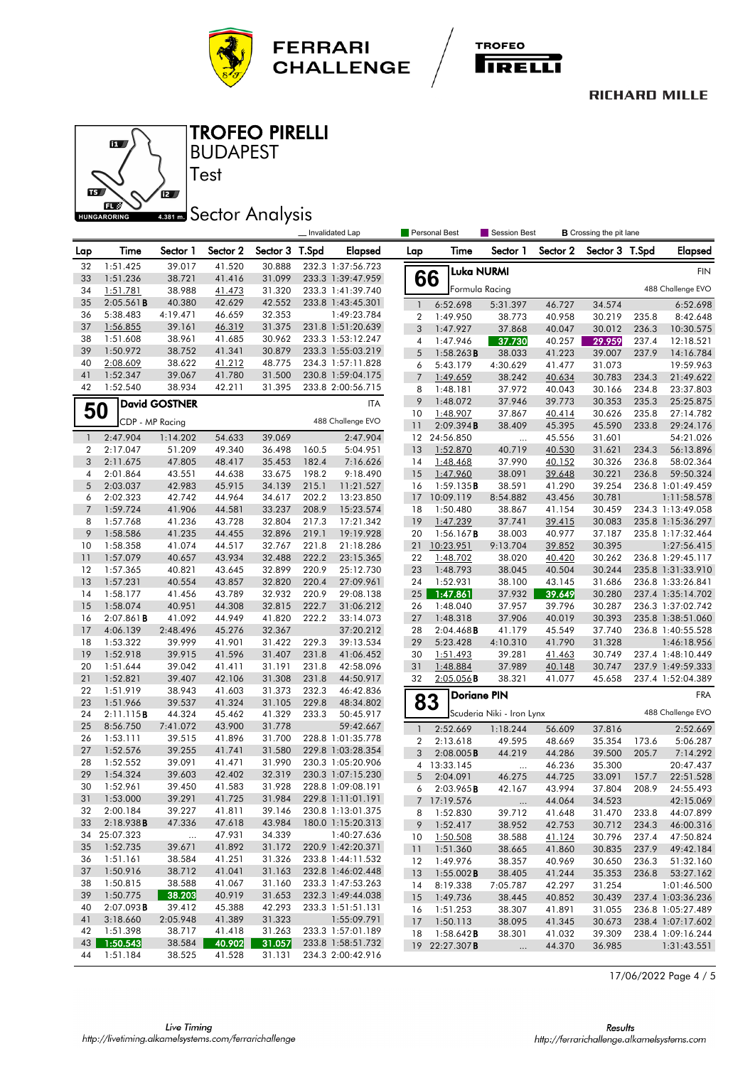# TROFEO PIRELLI

BUDAPEST

Test

## Sector Analysis

_ Invalidated Lap | Personal Best | Session Best | B Crossing the pit lane

| Lap | Time | Sector 1 | Sector 2 | Sector 3 | T.Spd | Elapsed |
|---|---|---|---|---|---|---|
| 32 | 1:51.425 | 39.017 | 41.520 | 30.888 | 232.3 | 1:37:56.723 |
| 33 | 1:51.236 | 38.721 | 41.416 | 31.099 | 233.3 | 1:39:47.959 |
| 34 | 1:51.781 | 38.988 | 41.473 | 31.320 | 233.3 | 1:41:39.740 |
| 35 | 2:05.561 B | 40.380 | 42.629 | 42.552 | 233.8 | 1:43:45.301 |
| 36 | 5:38.483 | 4:19.471 | 46.659 | 32.353 | | 1:49:23.784 |
| 37 | 1:56.855 | 39.161 | 46.319 | 31.375 | 231.8 | 1:51:20.639 |
| 38 | 1:51.608 | 38.961 | 41.685 | 30.962 | 233.3 | 1:53:12.247 |
| 39 | 1:50.972 | 38.752 | 41.341 | 30.879 | 233.3 | 1:55:03.219 |
| 40 | 2:08.609 | 38.622 | 41.212 | 48.775 | 234.3 | 1:57:11.828 |
| 41 | 1:52.347 | 39.067 | 41.780 | 31.500 | 230.8 | 1:59:04.175 |
| 42 | 1:52.540 | 38.934 | 42.211 | 31.395 | 233.8 | 2:00:56.715 |

### 50 David GOSTNER — ITA
CDP - MP Racing — 488 Challenge EVO

| Lap | Time | Sector 1 | Sector 2 | Sector 3 | T.Spd | Elapsed |
|---|---|---|---|---|---|---|
| 1 | 2:47.904 | 1:14.202 | 54.633 | 39.069 | | 2:47.904 |
| 2 | 2:17.047 | 51.209 | 49.340 | 36.498 | 160.5 | 5:04.951 |
| 3 | 2:11.675 | 47.805 | 48.417 | 35.453 | 182.4 | 7:16.626 |
| 4 | 2:01.864 | 43.551 | 44.638 | 33.675 | 198.2 | 9:18.490 |
| 5 | 2:03.037 | 42.983 | 45.915 | 34.139 | 215.1 | 11:21.527 |
| 6 | 2:02.323 | 42.742 | 44.964 | 34.617 | 202.2 | 13:23.850 |
| 7 | 1:59.724 | 41.906 | 44.581 | 33.237 | 208.9 | 15:23.574 |
| 8 | 1:57.768 | 41.236 | 43.728 | 32.804 | 217.3 | 17:21.342 |
| 9 | 1:58.586 | 41.235 | 44.455 | 32.896 | 219.1 | 19:19.928 |
| 10 | 1:58.358 | 41.074 | 44.517 | 32.767 | 221.8 | 21:18.286 |
| 11 | 1:57.079 | 40.657 | 43.934 | 32.488 | 222.2 | 23:15.365 |
| 12 | 1:57.365 | 40.821 | 43.645 | 32.899 | 220.9 | 25:12.730 |
| 13 | 1:57.231 | 40.554 | 43.857 | 32.820 | 220.4 | 27:09.961 |
| 14 | 1:58.177 | 41.456 | 43.789 | 32.932 | 220.9 | 29:08.138 |
| 15 | 1:58.074 | 40.951 | 44.308 | 32.815 | 222.7 | 31:06.212 |
| 16 | 2:07.861 B | 41.092 | 44.949 | 41.820 | 222.2 | 33:14.073 |
| 17 | 4:06.139 | 2:48.496 | 45.276 | 32.367 | | 37:20.212 |
| 18 | 1:53.322 | 39.999 | 41.901 | 31.422 | 229.3 | 39:13.534 |
| 19 | 1:52.918 | 39.915 | 41.596 | 31.407 | 231.8 | 41:06.452 |
| 20 | 1:51.644 | 39.042 | 41.411 | 31.191 | 231.8 | 42:58.096 |
| 21 | 1:52.821 | 39.407 | 42.106 | 31.308 | 231.8 | 44:50.917 |
| 22 | 1:51.919 | 38.943 | 41.603 | 31.373 | 232.3 | 46:42.836 |
| 23 | 1:51.966 | 39.537 | 41.324 | 31.105 | 229.8 | 48:34.802 |
| 24 | 2:11.115 B | 44.324 | 45.462 | 41.329 | 233.3 | 50:45.917 |
| 25 | 8:56.750 | 7:41.072 | 43.900 | 31.778 | | 59:42.667 |
| 26 | 1:53.111 | 39.515 | 41.896 | 31.700 | 228.8 | 1:01:35.778 |
| 27 | 1:52.576 | 39.255 | 41.741 | 31.580 | 229.8 | 1:03:28.354 |
| 28 | 1:52.552 | 39.091 | 41.471 | 31.990 | 230.3 | 1:05:20.906 |
| 29 | 1:54.324 | 39.603 | 42.402 | 32.319 | 230.3 | 1:07:15.230 |
| 30 | 1:52.961 | 39.450 | 41.583 | 31.928 | 228.8 | 1:09:08.191 |
| 31 | 1:53.000 | 39.291 | 41.725 | 31.984 | 229.8 | 1:11:01.191 |
| 32 | 2:00.184 | 39.227 | 41.811 | 39.146 | 230.8 | 1:13:01.375 |
| 33 | 2:18.938 B | 47.336 | 47.618 | 43.984 | 180.0 | 1:15:20.313 |
| 34 | 25:07.323 | ... | 47.931 | 34.339 | | 1:40:27.636 |
| 35 | 1:52.735 | 39.671 | 41.892 | 31.172 | 220.9 | 1:42:20.371 |
| 36 | 1:51.161 | 38.584 | 41.251 | 31.326 | 233.8 | 1:44:11.532 |
| 37 | 1:50.916 | 38.712 | 41.041 | 31.163 | 232.8 | 1:46:02.448 |
| 38 | 1:50.815 | 38.588 | 41.067 | 31.160 | 233.3 | 1:47:53.263 |
| 39 | 1:50.775 | 38.203 | 40.919 | 31.653 | 232.3 | 1:49:44.038 |
| 40 | 2:07.093 B | 39.412 | 45.388 | 42.293 | 233.3 | 1:51:51.131 |
| 41 | 3:18.660 | 2:05.948 | 41.389 | 31.323 | | 1:55:09.791 |
| 42 | 1:51.398 | 38.717 | 41.418 | 31.263 | 233.3 | 1:57:01.189 |
| 43 | 1:50.543 | 38.584 | 40.902 | 31.057 | 233.8 | 1:58:51.732 |
| 44 | 1:51.184 | 38.525 | 41.528 | 31.131 | 234.3 | 2:00:42.916 |

### 66 Luka NURMI — FIN
Formula Racing — 488 Challenge EVO

| Lap | Time | Sector 1 | Sector 2 | Sector 3 | T.Spd | Elapsed |
|---|---|---|---|---|---|---|
| 1 | 6:52.698 | 5:31.397 | 46.727 | 34.574 | | 6:52.698 |
| 2 | 1:49.950 | 38.773 | 40.958 | 30.219 | 235.8 | 8:42.648 |
| 3 | 1:47.927 | 37.868 | 40.047 | 30.012 | 236.3 | 10:30.575 |
| 4 | 1:47.946 | 37.730 | 40.257 | 29.959 | 237.4 | 12:18.521 |
| 5 | 1:58.263 B | 38.033 | 41.223 | 39.007 | 237.9 | 14:16.784 |
| 6 | 5:43.179 | 4:30.629 | 41.477 | 31.073 | | 19:59.963 |
| 7 | 1:49.659 | 38.242 | 40.634 | 30.783 | 234.3 | 21:49.622 |
| 8 | 1:48.181 | 37.972 | 40.043 | 30.166 | 234.8 | 23:37.803 |
| 9 | 1:48.072 | 37.946 | 39.773 | 30.353 | 235.3 | 25:25.875 |
| 10 | 1:48.907 | 37.867 | 40.414 | 30.626 | 235.8 | 27:14.782 |
| 11 | 2:09.394 B | 38.409 | 45.395 | 45.590 | 233.8 | 29:24.176 |
| 12 | 24:56.850 | ... | 45.556 | 31.601 | | 54:21.026 |
| 13 | 1:52.870 | 40.719 | 40.530 | 31.621 | 234.3 | 56:13.896 |
| 14 | 1:48.468 | 37.990 | 40.152 | 30.326 | 236.8 | 58:02.364 |
| 15 | 1:47.960 | 38.091 | 39.648 | 30.221 | 236.8 | 59:50.324 |
| 16 | 1:59.135 B | 38.591 | 41.290 | 39.254 | 236.8 | 1:01:49.459 |
| 17 | 10:09.119 | 8:54.882 | 43.456 | 30.781 | | 1:11:58.578 |
| 18 | 1:50.480 | 38.867 | 41.154 | 30.459 | 234.3 | 1:13:49.058 |
| 19 | 1:47.239 | 37.741 | 39.415 | 30.083 | 235.8 | 1:15:36.297 |
| 20 | 1:56.167 B | 38.003 | 40.977 | 37.187 | 235.8 | 1:17:32.464 |
| 21 | 10:23.951 | 9:13.704 | 39.852 | 30.395 | | 1:27:56.415 |
| 22 | 1:48.702 | 38.020 | 40.420 | 30.262 | 236.8 | 1:29:45.117 |
| 23 | 1:48.793 | 38.045 | 40.504 | 30.244 | 235.8 | 1:31:33.910 |
| 24 | 1:52.931 | 38.100 | 43.145 | 31.686 | 236.8 | 1:33:26.841 |
| 25 | 1:47.861 | 37.932 | 39.649 | 30.280 | 237.4 | 1:35:14.702 |
| 26 | 1:48.040 | 37.957 | 39.796 | 30.287 | 236.3 | 1:37:02.742 |
| 27 | 1:48.318 | 37.906 | 40.019 | 30.393 | 235.8 | 1:38:51.060 |
| 28 | 2:04.468 B | 41.179 | 45.549 | 37.740 | 236.8 | 1:40:55.528 |
| 29 | 5:23.428 | 4:10.310 | 41.790 | 31.328 | | 1:46:18.956 |
| 30 | 1:51.493 | 39.281 | 41.463 | 30.749 | 237.4 | 1:48:10.449 |
| 31 | 1:48.884 | 37.989 | 40.148 | 30.747 | 237.9 | 1:49:59.333 |
| 32 | 2:05.056 B | 38.321 | 41.077 | 45.658 | 237.4 | 1:52:04.389 |

### 83 Doriane PIN — FRA
Scuderia Niki - Iron Lynx — 488 Challenge EVO

| Lap | Time | Sector 1 | Sector 2 | Sector 3 | T.Spd | Elapsed |
|---|---|---|---|---|---|---|
| 1 | 2:52.669 | 1:18.244 | 56.609 | 37.816 | | 2:52.669 |
| 2 | 2:13.618 | 49.595 | 48.669 | 35.354 | 173.6 | 5:06.287 |
| 3 | 2:08.005 B | 44.219 | 44.286 | 39.500 | 205.7 | 7:14.292 |
| 4 | 13:33.145 | ... | 46.236 | 35.300 | | 20:47.437 |
| 5 | 2:04.091 | 46.275 | 44.725 | 33.091 | 157.7 | 22:51.528 |
| 6 | 2:03.965 B | 42.167 | 43.994 | 37.804 | 208.9 | 24:55.493 |
| 7 | 17:19.576 | ... | 44.064 | 34.523 | | 42:15.069 |
| 8 | 1:52.830 | 39.712 | 41.648 | 31.470 | 233.8 | 44:07.899 |
| 9 | 1:52.417 | 38.952 | 42.753 | 30.712 | 234.3 | 46:00.316 |
| 10 | 1:50.508 | 38.588 | 41.124 | 30.796 | 237.4 | 47:50.824 |
| 11 | 1:51.360 | 38.665 | 41.860 | 30.835 | 237.9 | 49:42.184 |
| 12 | 1:49.976 | 38.357 | 40.969 | 30.650 | 236.3 | 51:32.160 |
| 13 | 1:55.002 B | 38.405 | 41.244 | 35.353 | 236.8 | 53:27.162 |
| 14 | 8:19.338 | 7:05.787 | 42.297 | 31.254 | | 1:01:46.500 |
| 15 | 1:49.736 | 38.445 | 40.852 | 30.439 | 237.4 | 1:03:36.236 |
| 16 | 1:51.253 | 38.307 | 41.891 | 31.055 | 236.8 | 1:05:27.489 |
| 17 | 1:50.113 | 38.095 | 41.345 | 30.673 | 238.4 | 1:07:17.602 |
| 18 | 1:58.642 B | 38.301 | 41.032 | 39.309 | 238.4 | 1:09:16.244 |
| 19 | 22:27.307 B | ... | 44.370 | 36.985 | | 1:31:43.551 |

17/06/2022

Live Timing
http://livetiming.alkamelsystems.com/ferrarichallenge

Results
http://ferrarichallenge.alkamelsystems.com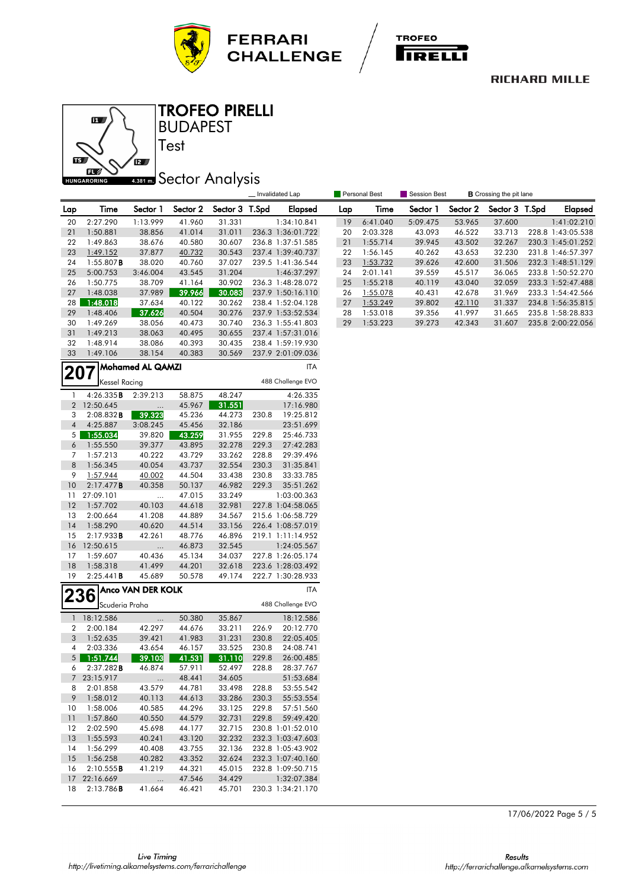# TROFEO PIRELLI

## BUDAPEST

Test

## Sector Analysis

Invalidated Lap | Personal Best | Session Best | B Crossing the pit lane

| Lap | Time | Sector 1 | Sector 2 | Sector 3 | T.Spd | Elapsed |
|---|---|---|---|---|---|---|
| 20 | 2:27.290 | 1:13.999 | 41.960 | 31.331 | | 1:34:10.841 |
| 21 | 1:50.881 | 38.856 | 41.014 | 31.011 | 236.3 | 1:36:01.722 |
| 22 | 1:49.863 | 38.676 | 40.580 | 30.607 | 236.8 | 1:37:51.585 |
| 23 | 1:49.152 | 37.877 | 40.732 | 30.543 | 237.4 | 1:39:40.737 |
| 24 | 1:55.807 B | 38.020 | 40.760 | 37.027 | 239.5 | 1:41:36.544 |
| 25 | 5:00.753 | 3:46.004 | 43.545 | 31.204 | | 1:46:37.297 |
| 26 | 1:50.775 | 38.709 | 41.164 | 30.902 | 236.3 | 1:48:28.072 |
| 27 | 1:48.038 | 37.989 | 39.966 | 30.083 | 237.9 | 1:50:16.110 |
| 28 | 1:48.018 | 37.634 | 40.122 | 30.262 | 238.4 | 1:52:04.128 |
| 29 | 1:48.406 | 37.626 | 40.504 | 30.276 | 237.9 | 1:53:52.534 |
| 30 | 1:49.269 | 38.056 | 40.473 | 30.740 | 236.3 | 1:55:41.803 |
| 31 | 1:49.213 | 38.063 | 40.495 | 30.655 | 237.4 | 1:57:31.016 |
| 32 | 1:48.914 | 38.086 | 40.393 | 30.435 | 238.4 | 1:59:19.930 |
| 33 | 1:49.106 | 38.154 | 40.383 | 30.569 | 237.9 | 2:01:09.036 |

### 207 Mohamed AL QAMZI — ITA

Kessel Racing — 488 Challenge EVO

| Lap | Time | Sector 1 | Sector 2 | Sector 3 | T.Spd | Elapsed |
|---|---|---|---|---|---|---|
| 1 | 4:26.335 B | 2:39.213 | 58.875 | 48.247 | | 4:26.335 |
| 2 | 12:50.645 | ... | 45.967 | 31.551 | | 17:16.980 |
| 3 | 2:08.832 B | 39.323 | 45.236 | 44.273 | 230.8 | 19:25.812 |
| 4 | 4:25.887 | 3:08.245 | 45.456 | 32.186 | | 23:51.699 |
| 5 | 1:55.034 | 39.820 | 43.259 | 31.955 | 229.8 | 25:46.733 |
| 6 | 1:55.550 | 39.377 | 43.895 | 32.278 | 229.3 | 27:42.283 |
| 7 | 1:57.213 | 40.222 | 43.729 | 33.262 | 228.8 | 29:39.496 |
| 8 | 1:56.345 | 40.054 | 43.737 | 32.554 | 230.3 | 31:35.841 |
| 9 | 1:57.944 | 40.002 | 44.504 | 33.438 | 230.8 | 33:33.785 |
| 10 | 2:17.477 B | 40.358 | 50.137 | 46.982 | 229.3 | 35:51.262 |
| 11 | 27:09.101 | ... | 47.015 | 33.249 | | 1:03:00.363 |
| 12 | 1:57.702 | 40.103 | 44.618 | 32.981 | 227.8 | 1:04:58.065 |
| 13 | 2:00.664 | 41.208 | 44.889 | 34.567 | 215.6 | 1:06:58.729 |
| 14 | 1:58.290 | 40.620 | 44.514 | 33.156 | 226.4 | 1:08:57.019 |
| 15 | 2:17.933 B | 42.261 | 48.776 | 46.896 | 219.1 | 1:11:14.952 |
| 16 | 12:50.615 | ... | 46.873 | 32.545 | | 1:24:05.567 |
| 17 | 1:59.607 | 40.436 | 45.134 | 34.037 | 227.8 | 1:26:05.174 |
| 18 | 1:58.318 | 41.499 | 44.201 | 32.618 | 223.6 | 1:28:03.492 |
| 19 | 2:25.441 B | 45.689 | 50.578 | 49.174 | 222.7 | 1:30:28.933 |

### 236 Anco VAN DER KOLK — ITA

Scuderia Praha — 488 Challenge EVO

| Lap | Time | Sector 1 | Sector 2 | Sector 3 | T.Spd | Elapsed |
|---|---|---|---|---|---|---|
| 1 | 18:12.586 | ... | 50.380 | 35.867 | | 18:12.586 |
| 2 | 2:00.184 | 42.297 | 44.676 | 33.211 | 226.9 | 20:12.770 |
| 3 | 1:52.635 | 39.421 | 41.983 | 31.231 | 230.8 | 22:05.405 |
| 4 | 2:03.336 | 43.654 | 46.157 | 33.525 | 230.8 | 24:08.741 |
| 5 | 1:51.744 | 39.103 | 41.531 | 31.110 | 229.8 | 26:00.485 |
| 6 | 2:37.282 B | 46.874 | 57.911 | 52.497 | 228.8 | 28:37.767 |
| 7 | 23:15.917 | ... | 48.441 | 34.605 | | 51:53.684 |
| 8 | 2:01.858 | 43.579 | 44.781 | 33.498 | 228.8 | 53:55.542 |
| 9 | 1:58.012 | 40.113 | 44.613 | 33.286 | 230.3 | 55:53.554 |
| 10 | 1:58.006 | 40.585 | 44.296 | 33.125 | 229.8 | 57:51.560 |
| 11 | 1:57.860 | 40.550 | 44.579 | 32.731 | 229.8 | 59:49.420 |
| 12 | 2:02.590 | 45.698 | 44.177 | 32.715 | 230.8 | 1:01:52.010 |
| 13 | 1:55.593 | 40.241 | 43.120 | 32.232 | 232.3 | 1:03:47.603 |
| 14 | 1:56.299 | 40.408 | 43.755 | 32.136 | 232.8 | 1:05:43.902 |
| 15 | 1:56.258 | 40.282 | 43.352 | 32.624 | 232.3 | 1:07:40.160 |
| 16 | 2:10.555 B | 41.219 | 44.321 | 45.015 | 232.8 | 1:09:50.715 |
| 17 | 22:16.669 | ... | 47.546 | 34.429 | | 1:32:07.384 |
| 18 | 2:13.786 B | 41.664 | 46.421 | 45.701 | 230.3 | 1:34:21.170 |
| 19 | 6:41.040 | 5:09.475 | 53.965 | 37.600 | | 1:41:02.210 |
| 20 | 2:03.328 | 43.093 | 46.522 | 33.713 | 228.8 | 1:43:05.538 |
| 21 | 1:55.714 | 39.945 | 43.502 | 32.267 | 230.3 | 1:45:01.252 |
| 22 | 1:56.145 | 40.262 | 43.653 | 32.230 | 231.8 | 1:46:57.397 |
| 23 | 1:53.732 | 39.626 | 42.600 | 31.506 | 232.3 | 1:48:51.129 |
| 24 | 2:01.141 | 39.559 | 45.517 | 36.065 | 233.8 | 1:50:52.270 |
| 25 | 1:55.218 | 40.119 | 43.040 | 32.059 | 233.3 | 1:52:47.488 |
| 26 | 1:55.078 | 40.431 | 42.678 | 31.969 | 233.3 | 1:54:42.566 |
| 27 | 1:53.249 | 39.802 | 42.110 | 31.337 | 234.8 | 1:56:35.815 |
| 28 | 1:53.018 | 39.356 | 41.997 | 31.665 | 235.8 | 1:58:28.833 |
| 29 | 1:53.223 | 39.273 | 42.343 | 31.607 | 235.8 | 2:00:22.056 |

17/06/2022

Live Timing
http://livetiming.alkamelsystems.com/ferrarichallenge

Results
http://ferrarichallenge.alkamelsystems.com